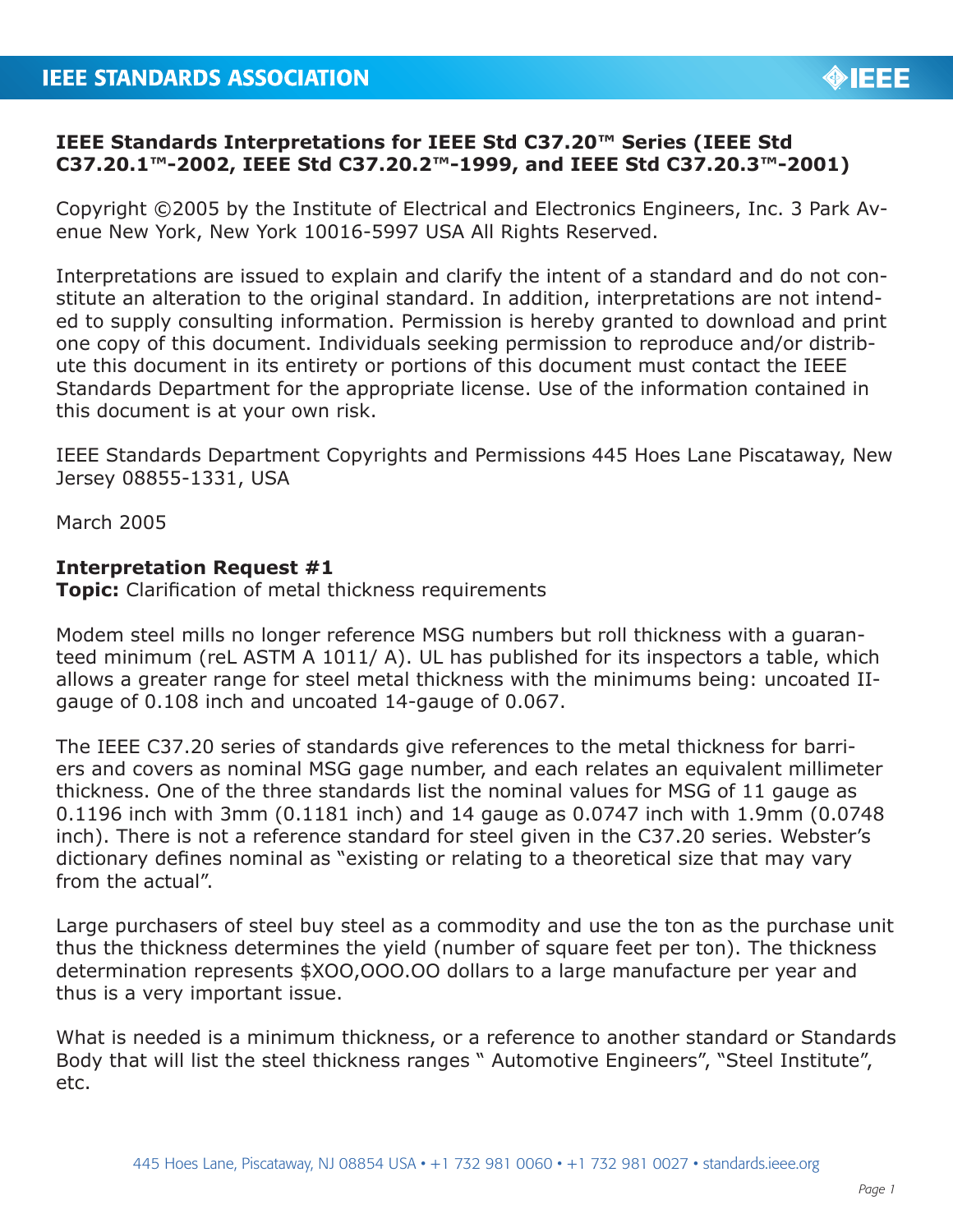**IEEE Standards Interpretations for IEEE Std C37.20™ Series (IEEE Std C37.20.1™-2002, IEEE Std C37.20.2™-1999, and IEEE Std C37.20.3™-2001)**

Copyright ©2005 by the Institute of Electrical and Electronics Engineers, Inc. 3 Park Avenue New York, New York 10016-5997 USA All Rights Reserved.

Interpretations are issued to explain and clarify the intent of a standard and do not constitute an alteration to the original standard. In addition, interpretations are not intended to supply consulting information. Permission is hereby granted to download and print one copy of this document. Individuals seeking permission to reproduce and/or distribute this document in its entirety or portions of this document must contact the IEEE Standards Department for the appropriate license. Use of the information contained in this document is at your own risk.

IEEE Standards Department Copyrights and Permissions 445 Hoes Lane Piscataway, New Jersey 08855-1331, USA

March 2005

**Interpretation Request #1**
**Topic:** Clarification of metal thickness requirements

Modem steel mills no longer reference MSG numbers but roll thickness with a guaranteed minimum (reL ASTM A 1011/ A). UL has published for its inspectors a table, which allows a greater range for steel metal thickness with the minimums being: uncoated II-gauge of 0.108 inch and uncoated 14-gauge of 0.067.

The IEEE C37.20 series of standards give references to the metal thickness for barriers and covers as nominal MSG gage number, and each relates an equivalent millimeter thickness. One of the three standards list the nominal values for MSG of 11 gauge as 0.1196 inch with 3mm (0.1181 inch) and 14 gauge as 0.0747 inch with 1.9mm (0.0748 inch). There is not a reference standard for steel given in the C37.20 series. Webster's dictionary defines nominal as "existing or relating to a theoretical size that may vary from the actual".

Large purchasers of steel buy steel as a commodity and use the ton as the purchase unit thus the thickness determines the yield (number of square feet per ton). The thickness determination represents $XOO,OOO.OO dollars to a large manufacture per year and thus is a very important issue.

What is needed is a minimum thickness, or a reference to another standard or Standards Body that will list the steel thickness ranges " Automotive Engineers", "Steel Institute", etc.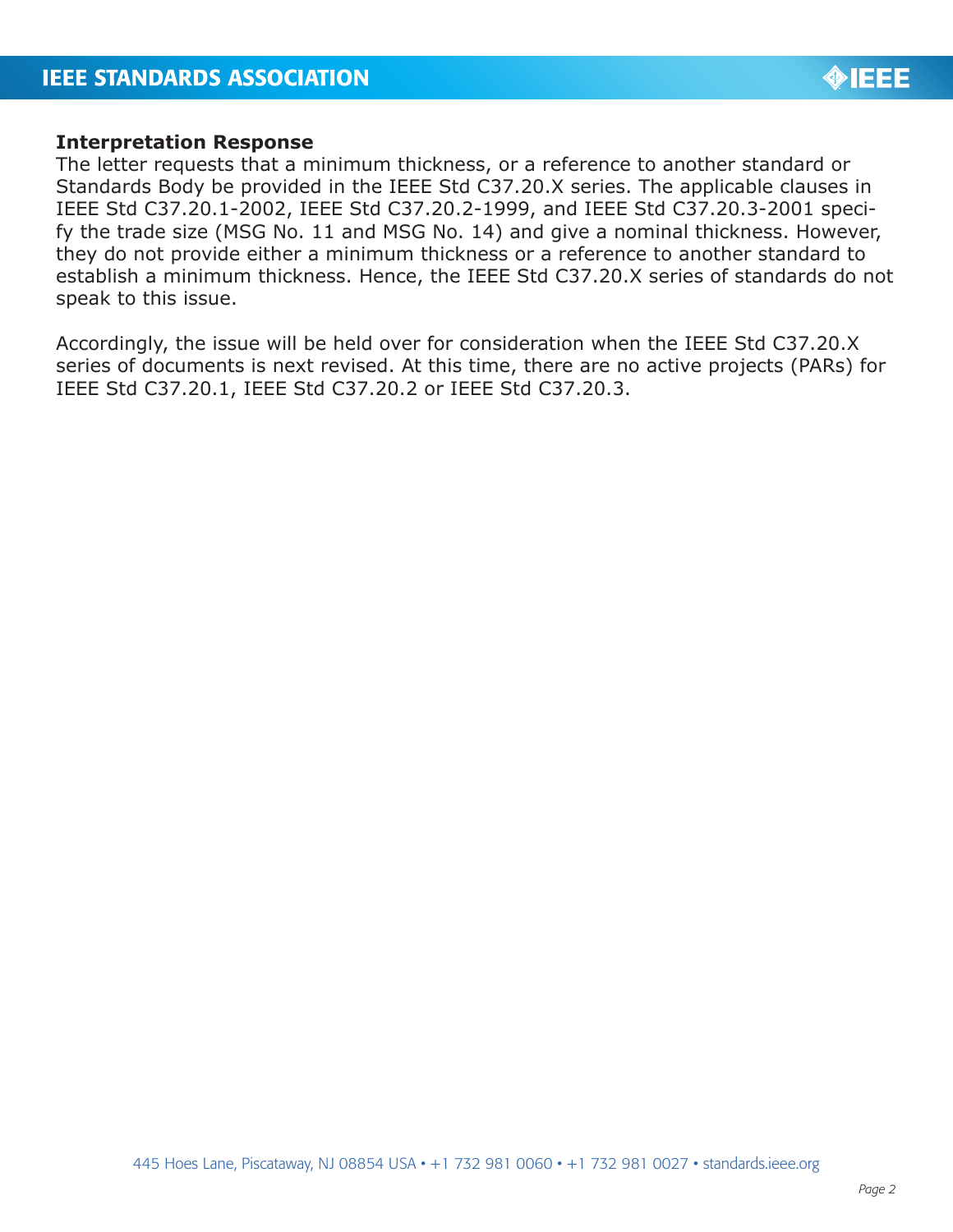**Interpretation Response**

The letter requests that a minimum thickness, or a reference to another standard or Standards Body be provided in the IEEE Std C37.20.X series. The applicable clauses in IEEE Std C37.20.1-2002, IEEE Std C37.20.2-1999, and IEEE Std C37.20.3-2001 specify the trade size (MSG No. 11 and MSG No. 14) and give a nominal thickness. However, they do not provide either a minimum thickness or a reference to another standard to establish a minimum thickness. Hence, the IEEE Std C37.20.X series of standards do not speak to this issue.

Accordingly, the issue will be held over for consideration when the IEEE Std C37.20.X series of documents is next revised. At this time, there are no active projects (PARs) for IEEE Std C37.20.1, IEEE Std C37.20.2 or IEEE Std C37.20.3.